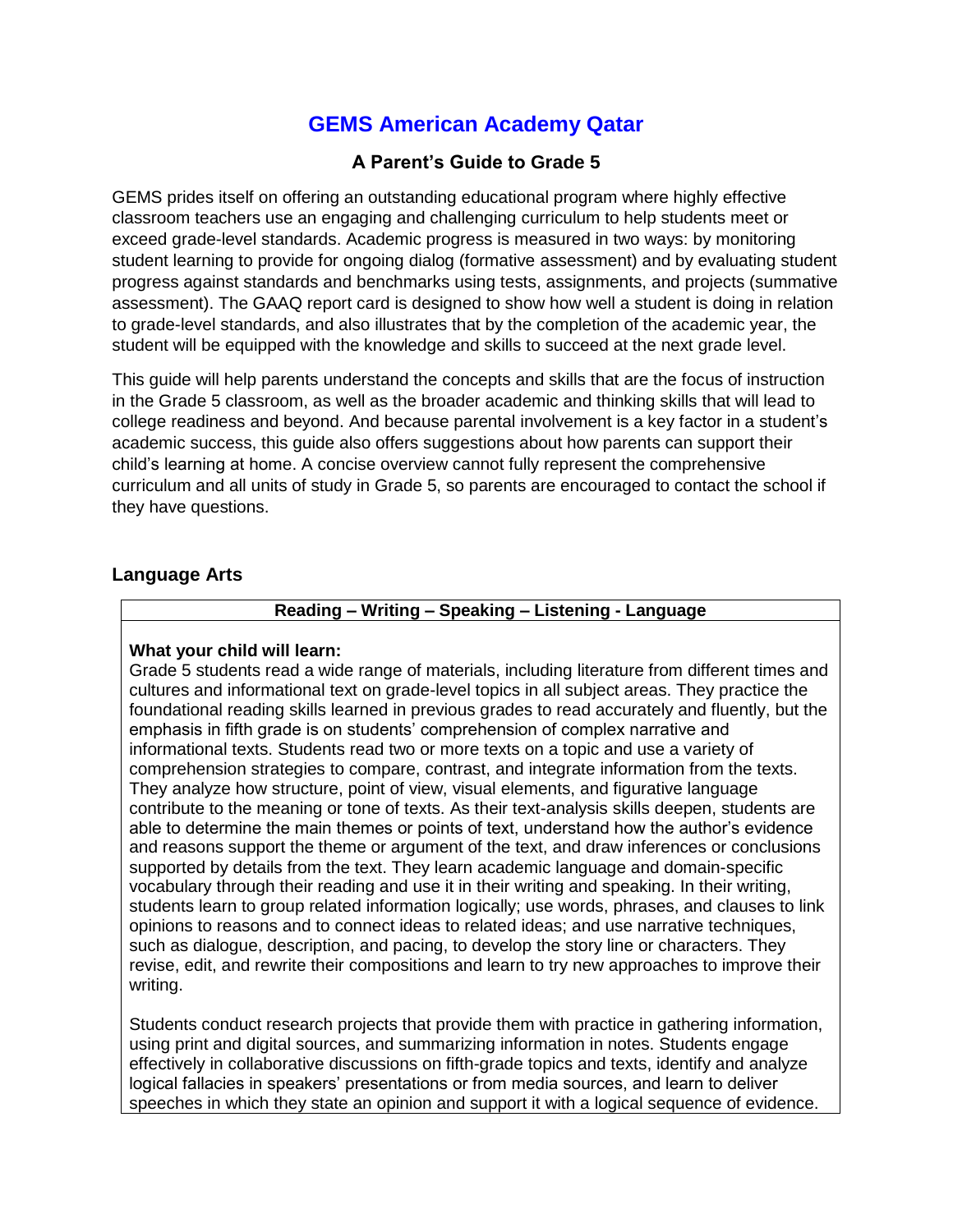# GEMS American Academy Qatar

## A Parent's Guide to Grade 5

GEMS prides itself on offering an outstanding educational program where highly effective classroom teachers use an engaging and challenging curriculum to help students meet or exceed grade-level standards. Academic progress is measured in two ways: by monitoring student learning to provide for ongoing dialog (formative assessment) and by evaluating student progress against standards and benchmarks using tests, assignments, and projects (summative assessment). The GAAQ report card is designed to show how well a student is doing in relation to grade-level standards, and also illustrates that by the completion of the academic year, the student will be equipped with the knowledge and skills to succeed at the next grade level.

This guide will help parents understand the concepts and skills that are the focus of instruction in the Grade 5 classroom, as well as the broader academic and thinking skills that will lead to college readiness and beyond. And because parental involvement is a key factor in a student's academic success, this guide also offers suggestions about how parents can support their child's learning at home. A concise overview cannot fully represent the comprehensive curriculum and all units of study in Grade 5, so parents are encouraged to contact the school if they have questions.

### Language Arts

| Reading – Writing – Speaking – Listening - Language |
|---|
| **What your child will learn:**<br>Grade 5 students read a wide range of materials, including literature from different times and cultures and informational text on grade-level topics in all subject areas. They practice the foundational reading skills learned in previous grades to read accurately and fluently, but the emphasis in fifth grade is on students' comprehension of complex narrative and informational texts. Students read two or more texts on a topic and use a variety of comprehension strategies to compare, contrast, and integrate information from the texts. They analyze how structure, point of view, visual elements, and figurative language contribute to the meaning or tone of texts. As their text-analysis skills deepen, students are able to determine the main themes or points of text, understand how the author's evidence and reasons support the theme or argument of the text, and draw inferences or conclusions supported by details from the text. They learn academic language and domain-specific vocabulary through their reading and use it in their writing and speaking. In their writing, students learn to group related information logically; use words, phrases, and clauses to link opinions to reasons and to connect ideas to related ideas; and use narrative techniques, such as dialogue, description, and pacing, to develop the story line or characters. They revise, edit, and rewrite their compositions and learn to try new approaches to improve their writing.<br><br>Students conduct research projects that provide them with practice in gathering information, using print and digital sources, and summarizing information in notes. Students engage effectively in collaborative discussions on fifth-grade topics and texts, identify and analyze logical fallacies in speakers' presentations or from media sources, and learn to deliver speeches in which they state an opinion and support it with a logical sequence of evidence. |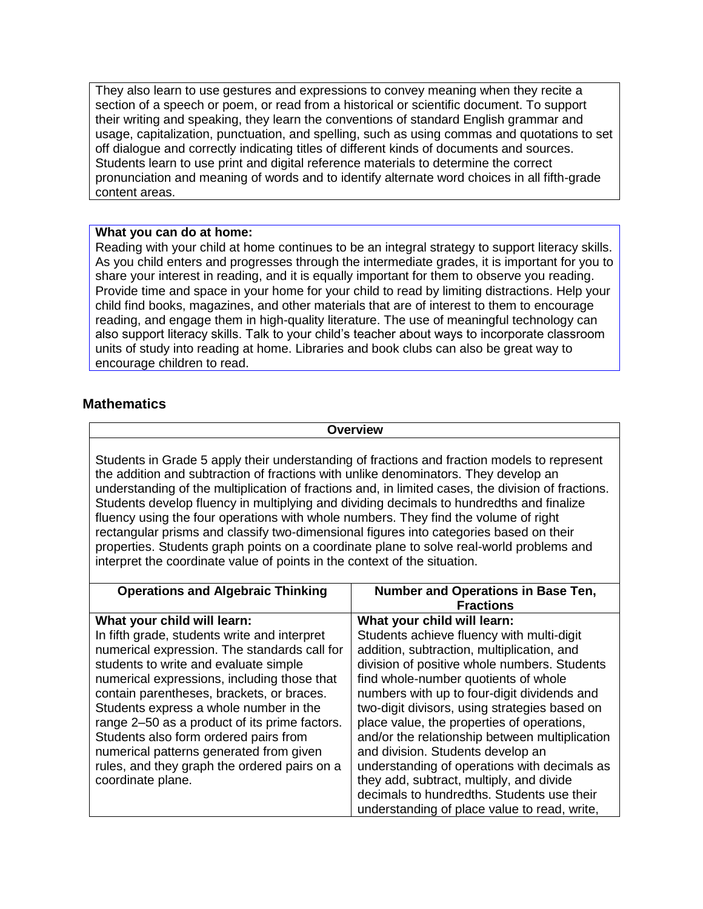They also learn to use gestures and expressions to convey meaning when they recite a section of a speech or poem, or read from a historical or scientific document. To support their writing and speaking, they learn the conventions of standard English grammar and usage, capitalization, punctuation, and spelling, such as using commas and quotations to set off dialogue and correctly indicating titles of different kinds of documents and sources. Students learn to use print and digital reference materials to determine the correct pronunciation and meaning of words and to identify alternate word choices in all fifth-grade content areas.

**What you can do at home:**
Reading with your child at home continues to be an integral strategy to support literacy skills. As you child enters and progresses through the intermediate grades, it is important for you to share your interest in reading, and it is equally important for them to observe you reading. Provide time and space in your home for your child to read by limiting distractions. Help your child find books, magazines, and other materials that are of interest to them to encourage reading, and engage them in high-quality literature. The use of meaningful technology can also support literacy skills. Talk to your child's teacher about ways to incorporate classroom units of study into reading at home. Libraries and book clubs can also be great way to encourage children to read.

## Mathematics

**Overview**

Students in Grade 5 apply their understanding of fractions and fraction models to represent the addition and subtraction of fractions with unlike denominators. They develop an understanding of the multiplication of fractions and, in limited cases, the division of fractions. Students develop fluency in multiplying and dividing decimals to hundredths and finalize fluency using the four operations with whole numbers. They find the volume of right rectangular prisms and classify two-dimensional figures into categories based on their properties. Students graph points on a coordinate plane to solve real-world problems and interpret the coordinate value of points in the context of the situation.

| Operations and Algebraic Thinking | Number and Operations in Base Ten, Fractions |
|---|---|
| **What your child will learn:** In fifth grade, students write and interpret numerical expression. The standards call for students to write and evaluate simple numerical expressions, including those that contain parentheses, brackets, or braces. Students express a whole number in the range 2–50 as a product of its prime factors. Students also form ordered pairs from numerical patterns generated from given rules, and they graph the ordered pairs on a coordinate plane. | **What your child will learn:** Students achieve fluency with multi-digit addition, subtraction, multiplication, and division of positive whole numbers. Students find whole-number quotients of whole numbers with up to four-digit dividends and two-digit divisors, using strategies based on place value, the properties of operations, and/or the relationship between multiplication and division. Students develop an understanding of operations with decimals as they add, subtract, multiply, and divide decimals to hundredths. Students use their understanding of place value to read, write, |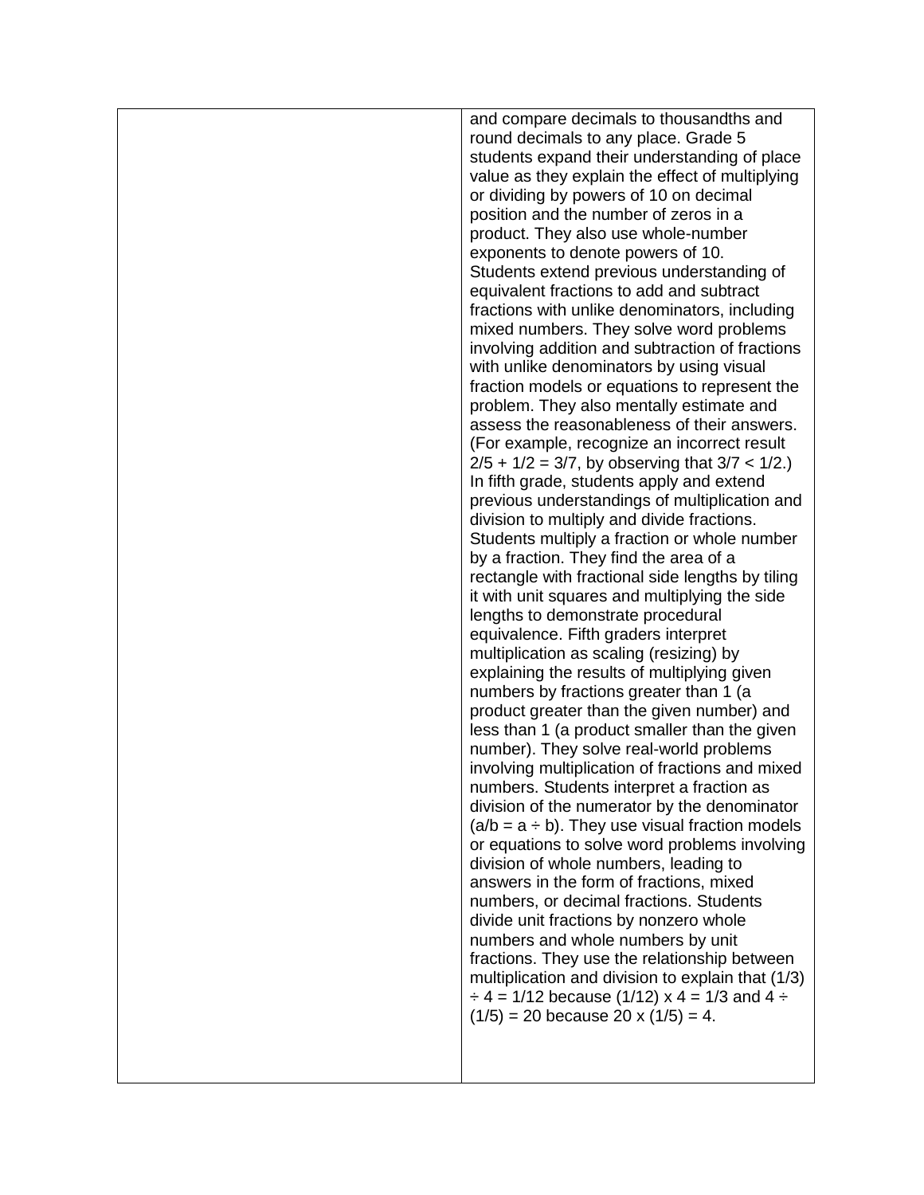| | |
|---|---|
| | and compare decimals to thousandths and round decimals to any place. Grade 5 students expand their understanding of place value as they explain the effect of multiplying or dividing by powers of 10 on decimal position and the number of zeros in a product. They also use whole-number exponents to denote powers of 10. Students extend previous understanding of equivalent fractions to add and subtract fractions with unlike denominators, including mixed numbers. They solve word problems involving addition and subtraction of fractions with unlike denominators by using visual fraction models or equations to represent the problem. They also mentally estimate and assess the reasonableness of their answers. (For example, recognize an incorrect result $2/5 + 1/2 = 3/7$, by observing that $3/7 < 1/2$.) In fifth grade, students apply and extend previous understandings of multiplication and division to multiply and divide fractions. Students multiply a fraction or whole number by a fraction. They find the area of a rectangle with fractional side lengths by tiling it with unit squares and multiplying the side lengths to demonstrate procedural equivalence. Fifth graders interpret multiplication as scaling (resizing) by explaining the results of multiplying given numbers by fractions greater than 1 (a product greater than the given number) and less than 1 (a product smaller than the given number). They solve real-world problems involving multiplication of fractions and mixed numbers. Students interpret a fraction as division of the numerator by the denominator ($a/b = a \div b$). They use visual fraction models or equations to solve word problems involving division of whole numbers, leading to answers in the form of fractions, mixed numbers, or decimal fractions. Students divide unit fractions by nonzero whole numbers and whole numbers by unit fractions. They use the relationship between multiplication and division to explain that $(1/3) \div 4 = 1/12$ because $(1/12) \times 4 = 1/3$ and $4 \div (1/5) = 20$ because $20 \times (1/5) = 4$. |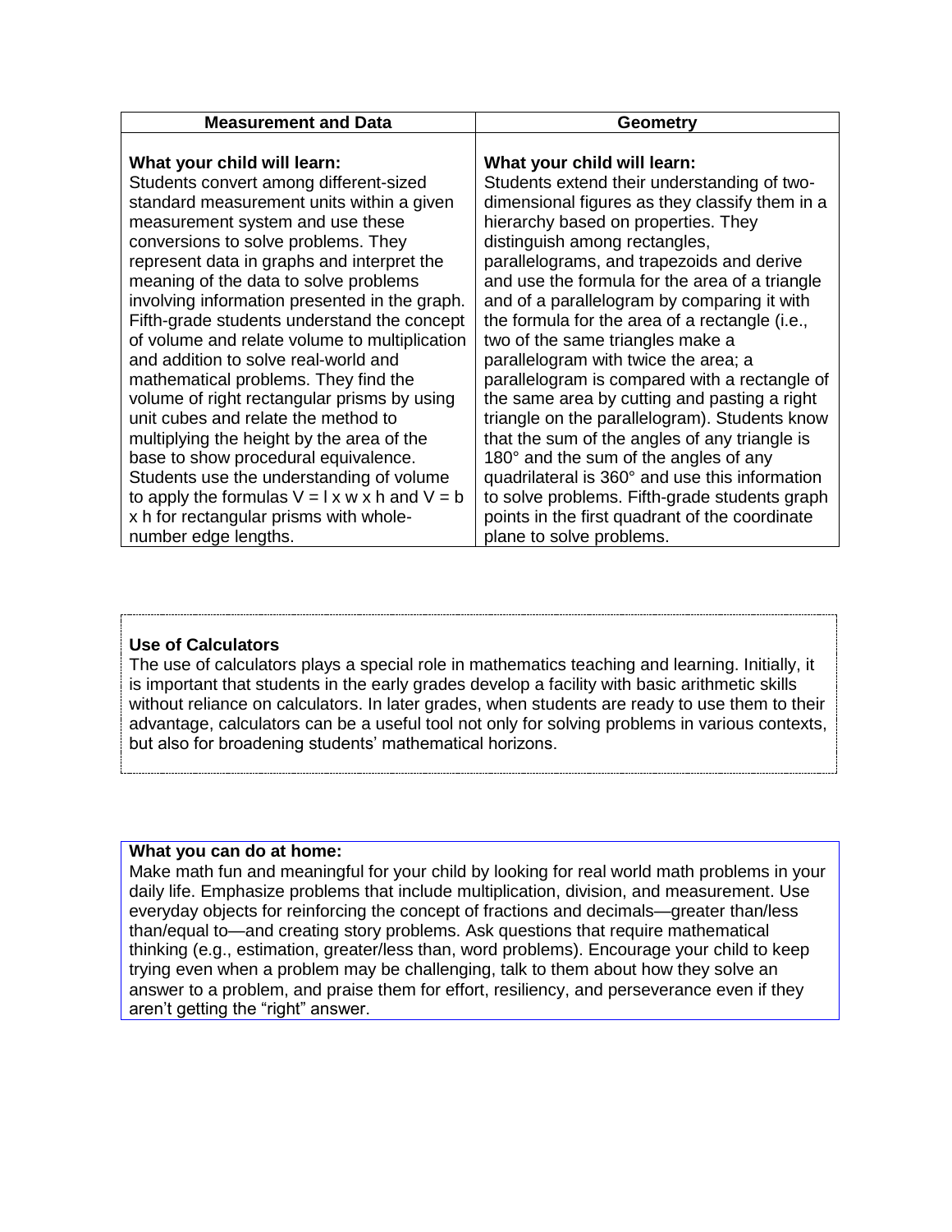| Measurement and Data | Geometry |
| --- | --- |
| **What your child will learn:**<br>Students convert among different-sized standard measurement units within a given measurement system and use these conversions to solve problems. They represent data in graphs and interpret the meaning of the data to solve problems involving information presented in the graph. Fifth-grade students understand the concept of volume and relate volume to multiplication and addition to solve real-world and mathematical problems. They find the volume of right rectangular prisms by using unit cubes and relate the method to multiplying the height by the area of the base to show procedural equivalence. Students use the understanding of volume to apply the formulas $V = l \times w \times h$ and $V = b \times h$ for rectangular prisms with whole-number edge lengths. | **What your child will learn:**<br>Students extend their understanding of two-dimensional figures as they classify them in a hierarchy based on properties. They distinguish among rectangles, parallelograms, and trapezoids and derive and use the formula for the area of a triangle and of a parallelogram by comparing it with the formula for the area of a rectangle (i.e., two of the same triangles make a parallelogram with twice the area; a parallelogram is compared with a rectangle of the same area by cutting and pasting a right triangle on the parallelogram). Students know that the sum of the angles of any triangle is 180° and the sum of the angles of any quadrilateral is 360° and use this information to solve problems. Fifth-grade students graph points in the first quadrant of the coordinate plane to solve problems. |

**Use of Calculators**

The use of calculators plays a special role in mathematics teaching and learning. Initially, it is important that students in the early grades develop a facility with basic arithmetic skills without reliance on calculators. In later grades, when students are ready to use them to their advantage, calculators can be a useful tool not only for solving problems in various contexts, but also for broadening students' mathematical horizons.

**What you can do at home:**

Make math fun and meaningful for your child by looking for real world math problems in your daily life. Emphasize problems that include multiplication, division, and measurement. Use everyday objects for reinforcing the concept of fractions and decimals—greater than/less than/equal to—and creating story problems. Ask questions that require mathematical thinking (e.g., estimation, greater/less than, word problems). Encourage your child to keep trying even when a problem may be challenging, talk to them about how they solve an answer to a problem, and praise them for effort, resiliency, and perseverance even if they aren't getting the "right" answer.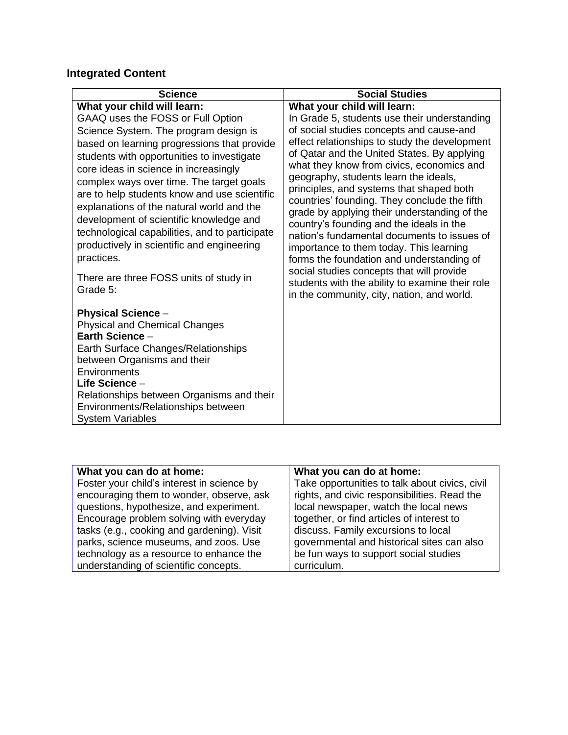## Integrated Content

| Science | Social Studies |
| --- | --- |
| **What your child will learn:**<br>GAAQ uses the FOSS or Full Option Science System. The program design is based on learning progressions that provide students with opportunities to investigate core ideas in science in increasingly complex ways over time. The target goals are to help students know and use scientific explanations of the natural world and the development of scientific knowledge and technological capabilities, and to participate productively in scientific and engineering practices.<br><br>There are three FOSS units of study in Grade 5:<br><br>**Physical Science** –<br>Physical and Chemical Changes<br>**Earth Science** –<br>Earth Surface Changes/Relationships between Organisms and their Environments<br>**Life Science** –<br>Relationships between Organisms and their Environments/Relationships between System Variables | **What your child will learn:**<br>In Grade 5, students use their understanding of social studies concepts and cause-and effect relationships to study the development of Qatar and the United States. By applying what they know from civics, economics and geography, students learn the ideals, principles, and systems that shaped both countries' founding. They conclude the fifth grade by applying their understanding of the country's founding and the ideals in the nation's fundamental documents to issues of importance to them today. This learning forms the foundation and understanding of social studies concepts that will provide students with the ability to examine their role in the community, city, nation, and world. |

| What you can do at home: | What you can do at home: |
| --- | --- |
| Foster your child's interest in science by encouraging them to wonder, observe, ask questions, hypothesize, and experiment. Encourage problem solving with everyday tasks (e.g., cooking and gardening). Visit parks, science museums, and zoos. Use technology as a resource to enhance the understanding of scientific concepts. | Take opportunities to talk about civics, civil rights, and civic responsibilities. Read the local newspaper, watch the local news together, or find articles of interest to discuss. Family excursions to local governmental and historical sites can also be fun ways to support social studies curriculum. |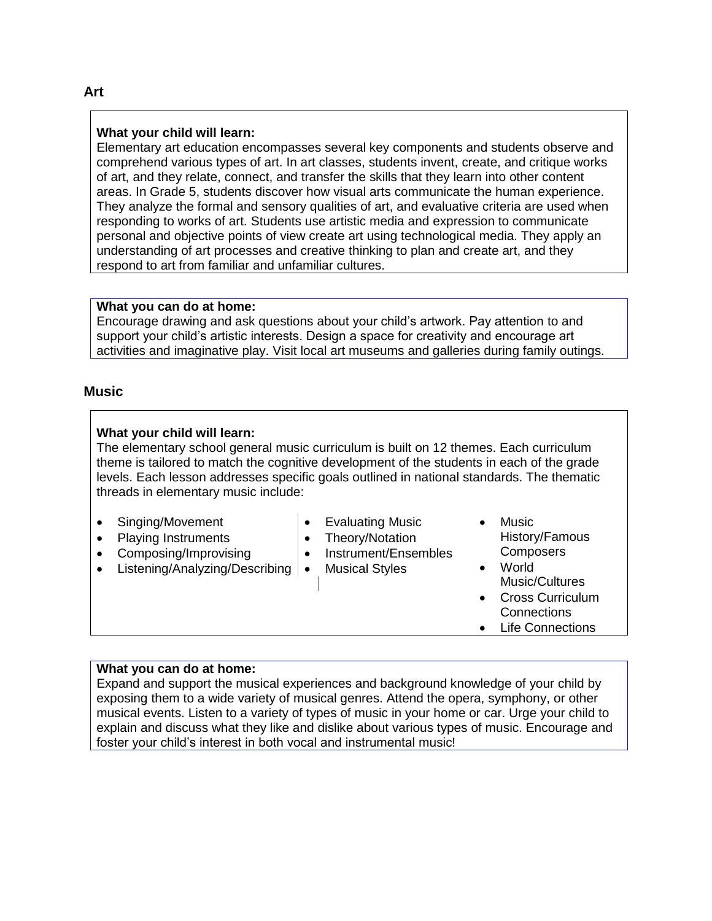## Art

**What your child will learn:**
Elementary art education encompasses several key components and students observe and comprehend various types of art. In art classes, students invent, create, and critique works of art, and they relate, connect, and transfer the skills that they learn into other content areas. In Grade 5, students discover how visual arts communicate the human experience. They analyze the formal and sensory qualities of art, and evaluative criteria are used when responding to works of art. Students use artistic media and expression to communicate personal and objective points of view create art using technological media. They apply an understanding of art processes and creative thinking to plan and create art, and they respond to art from familiar and unfamiliar cultures.

**What you can do at home:**
Encourage drawing and ask questions about your child's artwork. Pay attention to and support your child's artistic interests. Design a space for creativity and encourage art activities and imaginative play. Visit local art museums and galleries during family outings.

## Music

**What your child will learn:**
The elementary school general music curriculum is built on 12 themes. Each curriculum theme is tailored to match the cognitive development of the students in each of the grade levels. Each lesson addresses specific goals outlined in national standards. The thematic threads in elementary music include:

- Singing/Movement
- Playing Instruments
- Composing/Improvising
- Listening/Analyzing/Describing
- Evaluating Music
- Theory/Notation
- Instrument/Ensembles
- Musical Styles
- Music History/Famous Composers
- World Music/Cultures
- Cross Curriculum Connections
- Life Connections

**What you can do at home:**
Expand and support the musical experiences and background knowledge of your child by exposing them to a wide variety of musical genres. Attend the opera, symphony, or other musical events. Listen to a variety of types of music in your home or car. Urge your child to explain and discuss what they like and dislike about various types of music. Encourage and foster your child's interest in both vocal and instrumental music!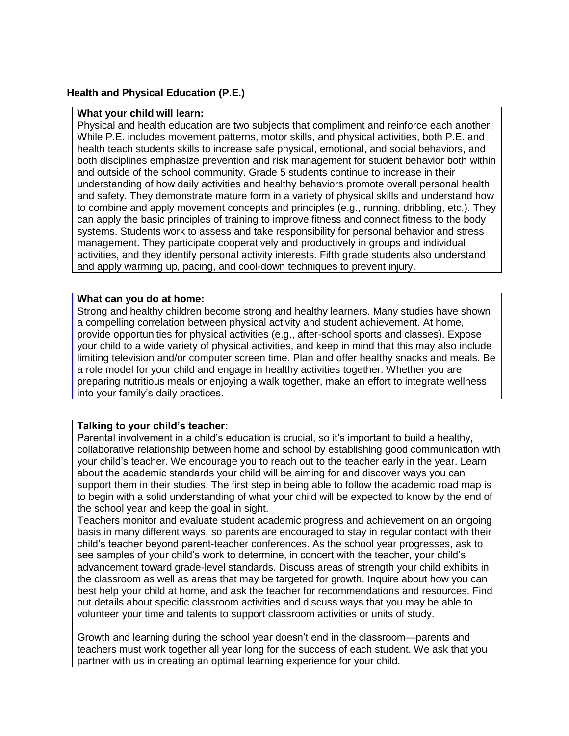## Health and Physical Education (P.E.)

**What your child will learn:**

Physical and health education are two subjects that compliment and reinforce each another. While P.E. includes movement patterns, motor skills, and physical activities, both P.E. and health teach students skills to increase safe physical, emotional, and social behaviors, and both disciplines emphasize prevention and risk management for student behavior both within and outside of the school community. Grade 5 students continue to increase in their understanding of how daily activities and healthy behaviors promote overall personal health and safety. They demonstrate mature form in a variety of physical skills and understand how to combine and apply movement concepts and principles (e.g., running, dribbling, etc.). They can apply the basic principles of training to improve fitness and connect fitness to the body systems. Students work to assess and take responsibility for personal behavior and stress management. They participate cooperatively and productively in groups and individual activities, and they identify personal activity interests. Fifth grade students also understand and apply warming up, pacing, and cool-down techniques to prevent injury.

**What can you do at home:**

Strong and healthy children become strong and healthy learners. Many studies have shown a compelling correlation between physical activity and student achievement. At home, provide opportunities for physical activities (e.g., after-school sports and classes). Expose your child to a wide variety of physical activities, and keep in mind that this may also include limiting television and/or computer screen time. Plan and offer healthy snacks and meals. Be a role model for your child and engage in healthy activities together. Whether you are preparing nutritious meals or enjoying a walk together, make an effort to integrate wellness into your family's daily practices.

**Talking to your child's teacher:**

Parental involvement in a child's education is crucial, so it's important to build a healthy, collaborative relationship between home and school by establishing good communication with your child's teacher. We encourage you to reach out to the teacher early in the year. Learn about the academic standards your child will be aiming for and discover ways you can support them in their studies. The first step in being able to follow the academic road map is to begin with a solid understanding of what your child will be expected to know by the end of the school year and keep the goal in sight.

Teachers monitor and evaluate student academic progress and achievement on an ongoing basis in many different ways, so parents are encouraged to stay in regular contact with their child's teacher beyond parent-teacher conferences. As the school year progresses, ask to see samples of your child's work to determine, in concert with the teacher, your child's advancement toward grade-level standards. Discuss areas of strength your child exhibits in the classroom as well as areas that may be targeted for growth. Inquire about how you can best help your child at home, and ask the teacher for recommendations and resources. Find out details about specific classroom activities and discuss ways that you may be able to volunteer your time and talents to support classroom activities or units of study.

Growth and learning during the school year doesn't end in the classroom—parents and teachers must work together all year long for the success of each student. We ask that you partner with us in creating an optimal learning experience for your child.